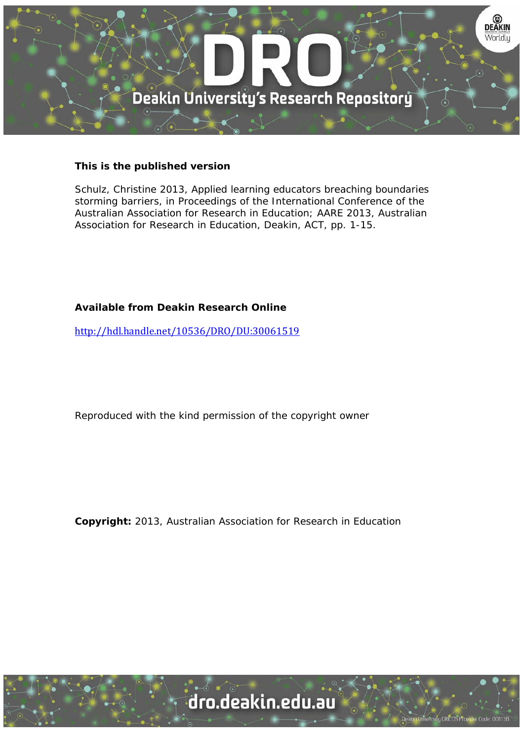**This is the published version**

Schulz, Christine 2013, Applied learning educators breaching boundaries storming barriers, in Proceedings of the International Conference of the Australian Association for Research in Education; AARE 2013, Australian Association for Research in Education, Deakin, ACT, pp. 1-15.

**Available from Deakin Research Online**

http://hdl.handle.net/10536/DRO/DU:30061519

Reproduced with the kind permission of the copyright owner

**Copyright:** 2013, Australian Association for Research in Education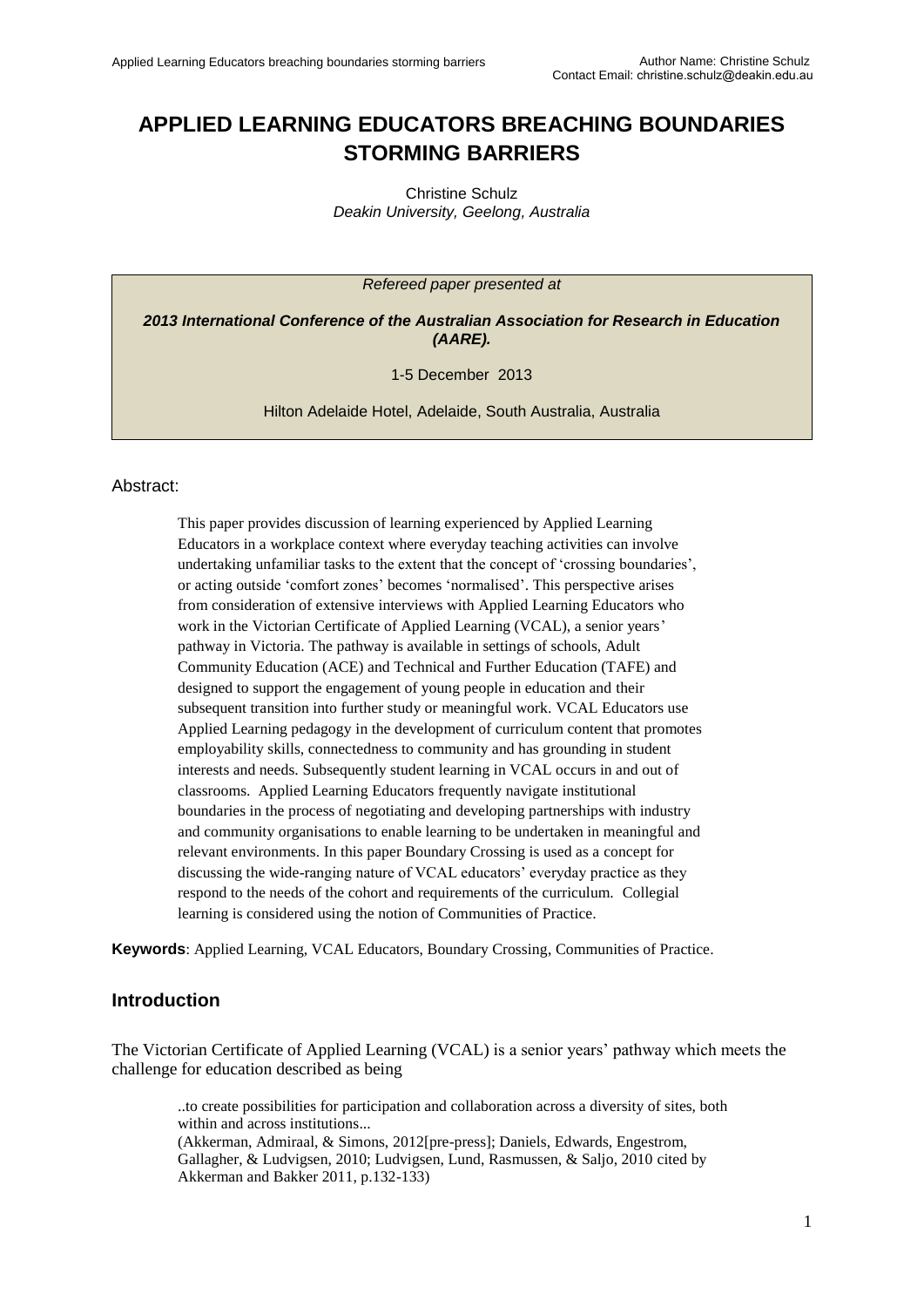# APPLIED LEARNING EDUCATORS BREACHING BOUNDARIES STORMING BARRIERS

Christine Schulz
*Deakin University, Geelong, Australia*

*Refereed paper presented at*

***2013 International Conference of the Australian Association for Research in Education (AARE).***

1-5 December 2013

Hilton Adelaide Hotel, Adelaide, South Australia, Australia

Abstract:

> This paper provides discussion of learning experienced by Applied Learning Educators in a workplace context where everyday teaching activities can involve undertaking unfamiliar tasks to the extent that the concept of 'crossing boundaries', or acting outside 'comfort zones' becomes 'normalised'. This perspective arises from consideration of extensive interviews with Applied Learning Educators who work in the Victorian Certificate of Applied Learning (VCAL), a senior years' pathway in Victoria. The pathway is available in settings of schools, Adult Community Education (ACE) and Technical and Further Education (TAFE) and designed to support the engagement of young people in education and their subsequent transition into further study or meaningful work. VCAL Educators use Applied Learning pedagogy in the development of curriculum content that promotes employability skills, connectedness to community and has grounding in student interests and needs. Subsequently student learning in VCAL occurs in and out of classrooms. Applied Learning Educators frequently navigate institutional boundaries in the process of negotiating and developing partnerships with industry and community organisations to enable learning to be undertaken in meaningful and relevant environments. In this paper Boundary Crossing is used as a concept for discussing the wide-ranging nature of VCAL educators' everyday practice as they respond to the needs of the cohort and requirements of the curriculum. Collegial learning is considered using the notion of Communities of Practice.

**Keywords**: Applied Learning, VCAL Educators, Boundary Crossing, Communities of Practice.

## Introduction

The Victorian Certificate of Applied Learning (VCAL) is a senior years' pathway which meets the challenge for education described as being

> ..to create possibilities for participation and collaboration across a diversity of sites, both within and across institutions...
> (Akkerman, Admiraal, & Simons, 2012[pre-press]; Daniels, Edwards, Engestrom, Gallagher, & Ludvigsen, 2010; Ludvigsen, Lund, Rasmussen, & Saljo, 2010 cited by Akkerman and Bakker 2011, p.132-133)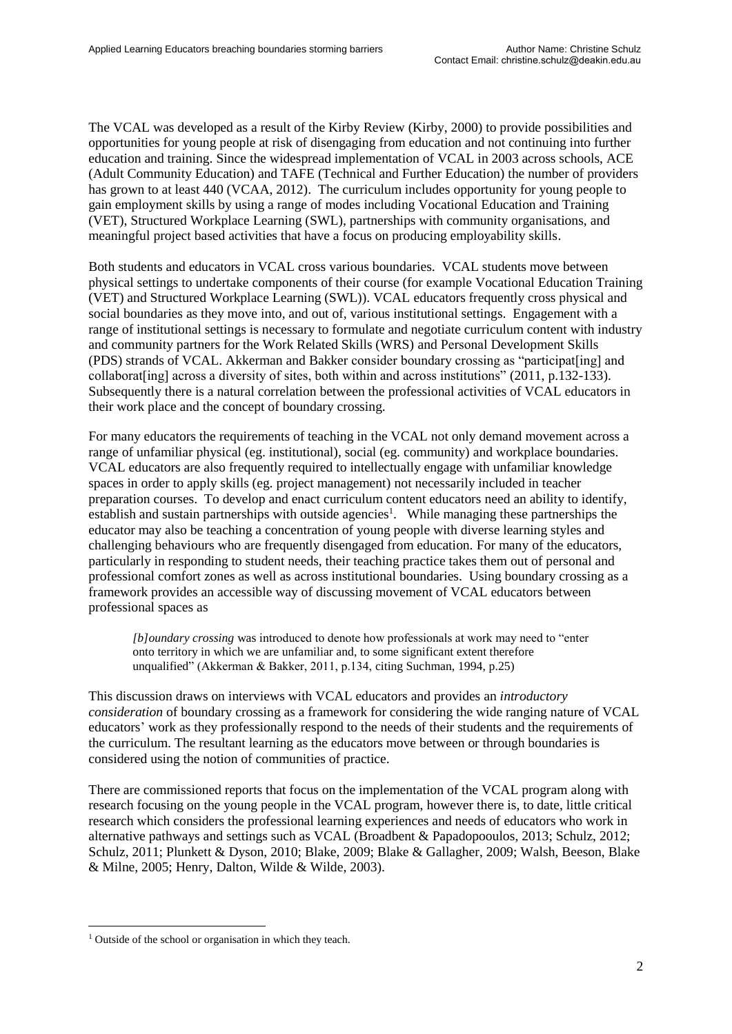The VCAL was developed as a result of the Kirby Review (Kirby, 2000) to provide possibilities and opportunities for young people at risk of disengaging from education and not continuing into further education and training. Since the widespread implementation of VCAL in 2003 across schools, ACE (Adult Community Education) and TAFE (Technical and Further Education) the number of providers has grown to at least 440 (VCAA, 2012). The curriculum includes opportunity for young people to gain employment skills by using a range of modes including Vocational Education and Training (VET), Structured Workplace Learning (SWL), partnerships with community organisations, and meaningful project based activities that have a focus on producing employability skills.

Both students and educators in VCAL cross various boundaries. VCAL students move between physical settings to undertake components of their course (for example Vocational Education Training (VET) and Structured Workplace Learning (SWL)). VCAL educators frequently cross physical and social boundaries as they move into, and out of, various institutional settings. Engagement with a range of institutional settings is necessary to formulate and negotiate curriculum content with industry and community partners for the Work Related Skills (WRS) and Personal Development Skills (PDS) strands of VCAL. Akkerman and Bakker consider boundary crossing as "participat[ing] and collaborat[ing] across a diversity of sites, both within and across institutions" (2011, p.132-133). Subsequently there is a natural correlation between the professional activities of VCAL educators in their work place and the concept of boundary crossing.

For many educators the requirements of teaching in the VCAL not only demand movement across a range of unfamiliar physical (eg. institutional), social (eg. community) and workplace boundaries. VCAL educators are also frequently required to intellectually engage with unfamiliar knowledge spaces in order to apply skills (eg. project management) not necessarily included in teacher preparation courses. To develop and enact curriculum content educators need an ability to identify, establish and sustain partnerships with outside agencies[1]. While managing these partnerships the educator may also be teaching a concentration of young people with diverse learning styles and challenging behaviours who are frequently disengaged from education. For many of the educators, particularly in responding to student needs, their teaching practice takes them out of personal and professional comfort zones as well as across institutional boundaries. Using boundary crossing as a framework provides an accessible way of discussing movement of VCAL educators between professional spaces as

> *[b]oundary crossing* was introduced to denote how professionals at work may need to "enter onto territory in which we are unfamiliar and, to some significant extent therefore unqualified" (Akkerman & Bakker, 2011, p.134, citing Suchman, 1994, p.25)

This discussion draws on interviews with VCAL educators and provides an *introductory consideration* of boundary crossing as a framework for considering the wide ranging nature of VCAL educators' work as they professionally respond to the needs of their students and the requirements of the curriculum. The resultant learning as the educators move between or through boundaries is considered using the notion of communities of practice.

There are commissioned reports that focus on the implementation of the VCAL program along with research focusing on the young people in the VCAL program, however there is, to date, little critical research which considers the professional learning experiences and needs of educators who work in alternative pathways and settings such as VCAL (Broadbent & Papadopooulos, 2013; Schulz, 2012; Schulz, 2011; Plunkett & Dyson, 2010; Blake, 2009; Blake & Gallagher, 2009; Walsh, Beeson, Blake & Milne, 2005; Henry, Dalton, Wilde & Wilde, 2003).

---

[1] Outside of the school or organisation in which they teach.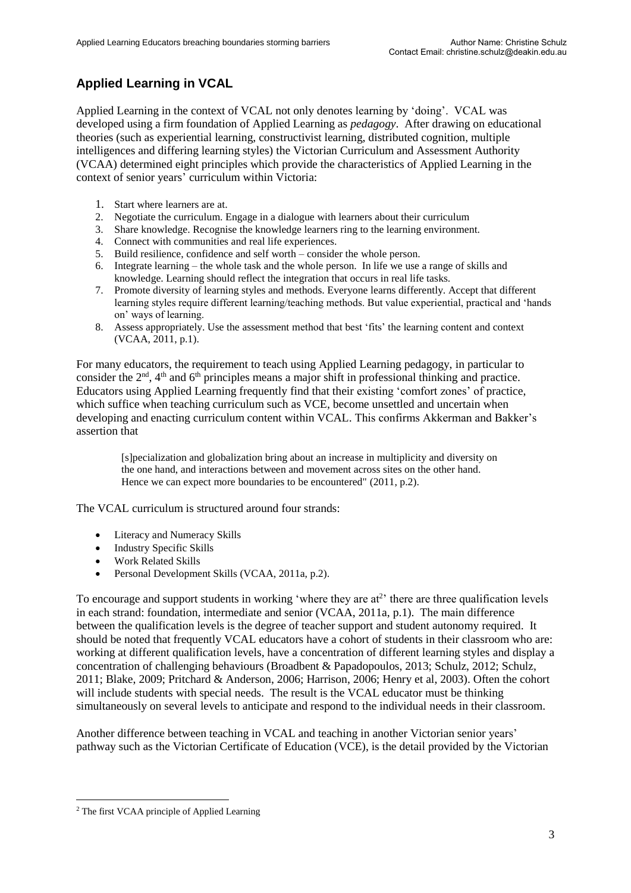## Applied Learning in VCAL

Applied Learning in the context of VCAL not only denotes learning by 'doing'. VCAL was developed using a firm foundation of Applied Learning as *pedagogy*. After drawing on educational theories (such as experiential learning, constructivist learning, distributed cognition, multiple intelligences and differing learning styles) the Victorian Curriculum and Assessment Authority (VCAA) determined eight principles which provide the characteristics of Applied Learning in the context of senior years' curriculum within Victoria:

1. Start where learners are at.
2. Negotiate the curriculum. Engage in a dialogue with learners about their curriculum
3. Share knowledge. Recognise the knowledge learners ring to the learning environment.
4. Connect with communities and real life experiences.
5. Build resilience, confidence and self worth – consider the whole person.
6. Integrate learning – the whole task and the whole person. In life we use a range of skills and knowledge. Learning should reflect the integration that occurs in real life tasks.
7. Promote diversity of learning styles and methods. Everyone learns differently. Accept that different learning styles require different learning/teaching methods. But value experiential, practical and 'hands on' ways of learning.
8. Assess appropriately. Use the assessment method that best 'fits' the learning content and context (VCAA, 2011, p.1).

For many educators, the requirement to teach using Applied Learning pedagogy, in particular to consider the 2nd, 4th and 6th principles means a major shift in professional thinking and practice. Educators using Applied Learning frequently find that their existing 'comfort zones' of practice, which suffice when teaching curriculum such as VCE, become unsettled and uncertain when developing and enacting curriculum content within VCAL. This confirms Akkerman and Bakker's assertion that

> [s]pecialization and globalization bring about an increase in multiplicity and diversity on the one hand, and interactions between and movement across sites on the other hand. Hence we can expect more boundaries to be encountered" (2011, p.2).

The VCAL curriculum is structured around four strands:

- Literacy and Numeracy Skills
- Industry Specific Skills
- Work Related Skills
- Personal Development Skills (VCAA, 2011a, p.2).

To encourage and support students in working 'where they are at[2]' there are three qualification levels in each strand: foundation, intermediate and senior (VCAA, 2011a, p.1). The main difference between the qualification levels is the degree of teacher support and student autonomy required. It should be noted that frequently VCAL educators have a cohort of students in their classroom who are: working at different qualification levels, have a concentration of different learning styles and display a concentration of challenging behaviours (Broadbent & Papadopoulos, 2013; Schulz, 2012; Schulz, 2011; Blake, 2009; Pritchard & Anderson, 2006; Harrison, 2006; Henry et al, 2003). Often the cohort will include students with special needs. The result is the VCAL educator must be thinking simultaneously on several levels to anticipate and respond to the individual needs in their classroom.

Another difference between teaching in VCAL and teaching in another Victorian senior years' pathway such as the Victorian Certificate of Education (VCE), is the detail provided by the Victorian

[2] The first VCAA principle of Applied Learning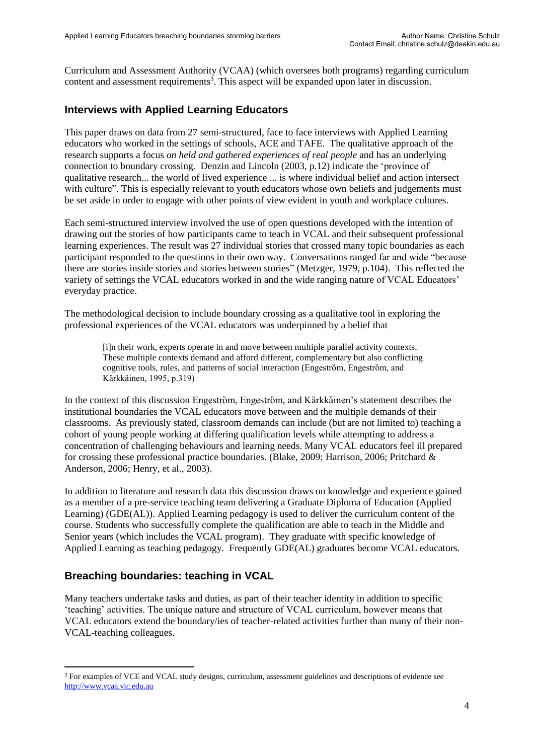Curriculum and Assessment Authority (VCAA) (which oversees both programs) regarding curriculum content and assessment requirements[3]. This aspect will be expanded upon later in discussion.

## Interviews with Applied Learning Educators

This paper draws on data from 27 semi-structured, face to face interviews with Applied Learning educators who worked in the settings of schools, ACE and TAFE. The qualitative approach of the research supports a focus *on held and gathered experiences of real people* and has an underlying connection to boundary crossing. Denzin and Lincoln (2003, p.12) indicate the 'province of qualitative research... the world of lived experience ... is where individual belief and action intersect with culture". This is especially relevant to youth educators whose own beliefs and judgements must be set aside in order to engage with other points of view evident in youth and workplace cultures.

Each semi-structured interview involved the use of open questions developed with the intention of drawing out the stories of how participants came to teach in VCAL and their subsequent professional learning experiences. The result was 27 individual stories that crossed many topic boundaries as each participant responded to the questions in their own way. Conversations ranged far and wide "because there are stories inside stories and stories between stories" (Metzger, 1979, p.104). This reflected the variety of settings the VCAL educators worked in and the wide ranging nature of VCAL Educators' everyday practice.

The methodological decision to include boundary crossing as a qualitative tool in exploring the professional experiences of the VCAL educators was underpinned by a belief that

> [i]n their work, experts operate in and move between multiple parallel activity contexts. These multiple contexts demand and afford different, complementary but also conflicting cognitive tools, rules, and patterns of social interaction (Engeström, Engeström, and Kärkkäinen, 1995, p.319)

In the context of this discussion Engeström, Engeström, and Kärkkäinen's statement describes the institutional boundaries the VCAL educators move between and the multiple demands of their classrooms. As previously stated, classroom demands can include (but are not limited to) teaching a cohort of young people working at differing qualification levels while attempting to address a concentration of challenging behaviours and learning needs. Many VCAL educators feel ill prepared for crossing these professional practice boundaries. (Blake, 2009; Harrison, 2006; Pritchard & Anderson, 2006; Henry, et al., 2003).

In addition to literature and research data this discussion draws on knowledge and experience gained as a member of a pre-service teaching team delivering a Graduate Diploma of Education (Applied Learning) (GDE(AL)). Applied Learning pedagogy is used to deliver the curriculum content of the course. Students who successfully complete the qualification are able to teach in the Middle and Senior years (which includes the VCAL program). They graduate with specific knowledge of Applied Learning as teaching pedagogy. Frequently GDE(AL) graduates become VCAL educators.

## Breaching boundaries: teaching in VCAL

Many teachers undertake tasks and duties, as part of their teacher identity in addition to specific 'teaching' activities. The unique nature and structure of VCAL curriculum, however means that VCAL educators extend the boundary/ies of teacher-related activities further than many of their non-VCAL-teaching colleagues.

---

[3] For examples of VCE and VCAL study designs, curriculum, assessment guidelines and descriptions of evidence see http://www.vcaa.vic.edu.au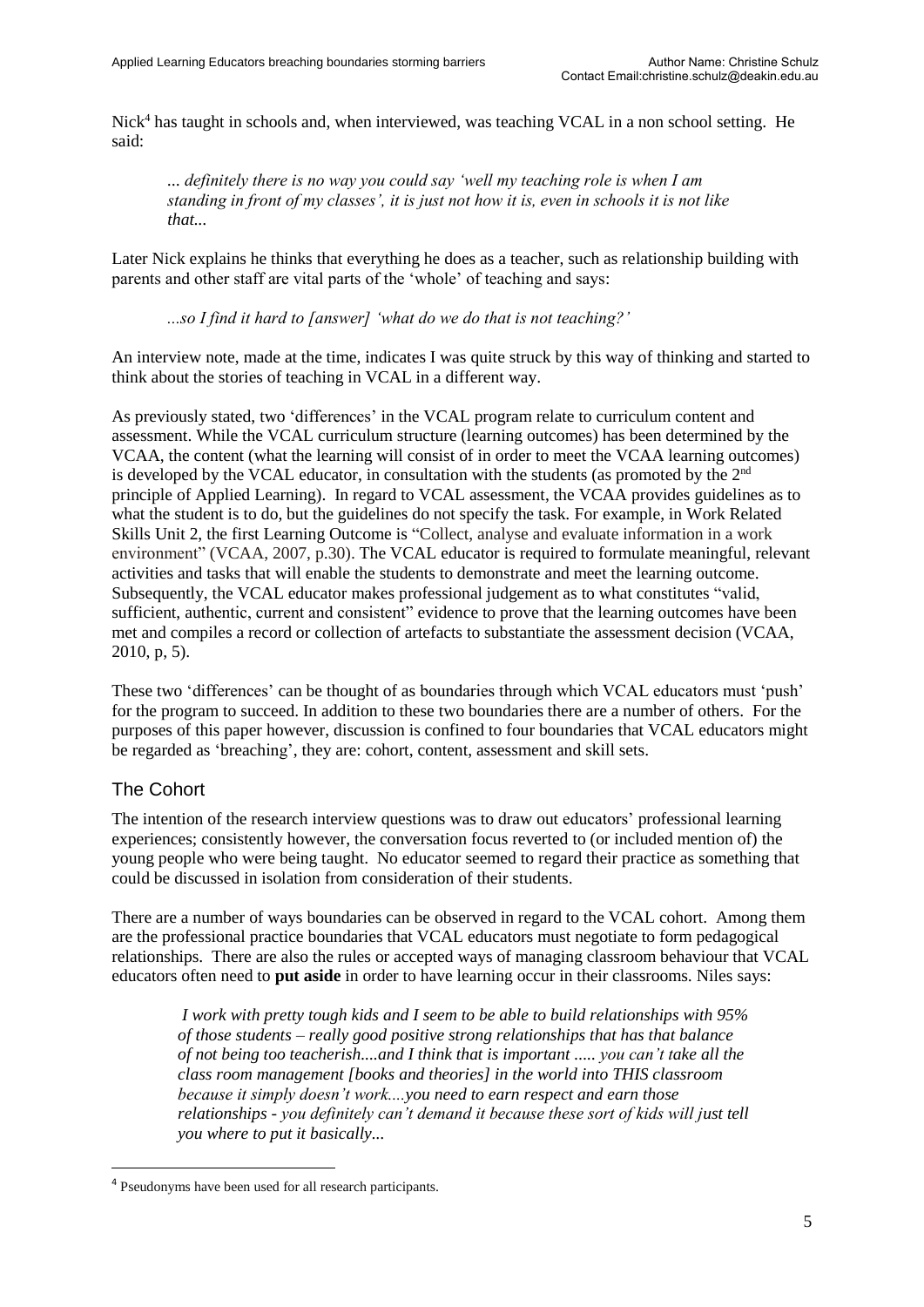Nick[4] has taught in schools and, when interviewed, was teaching VCAL in a non school setting. He said:

> *... definitely there is no way you could say 'well my teaching role is when I am standing in front of my classes', it is just not how it is, even in schools it is not like that...*

Later Nick explains he thinks that everything he does as a teacher, such as relationship building with parents and other staff are vital parts of the 'whole' of teaching and says:

> *...so I find it hard to [answer] 'what do we do that is not teaching?'*

An interview note, made at the time, indicates I was quite struck by this way of thinking and started to think about the stories of teaching in VCAL in a different way.

As previously stated, two 'differences' in the VCAL program relate to curriculum content and assessment. While the VCAL curriculum structure (learning outcomes) has been determined by the VCAA, the content (what the learning will consist of in order to meet the VCAA learning outcomes) is developed by the VCAL educator, in consultation with the students (as promoted by the 2nd principle of Applied Learning). In regard to VCAL assessment, the VCAA provides guidelines as to what the student is to do, but the guidelines do not specify the task. For example, in Work Related Skills Unit 2, the first Learning Outcome is "Collect, analyse and evaluate information in a work environment" (VCAA, 2007, p.30). The VCAL educator is required to formulate meaningful, relevant activities and tasks that will enable the students to demonstrate and meet the learning outcome. Subsequently, the VCAL educator makes professional judgement as to what constitutes "valid, sufficient, authentic, current and consistent" evidence to prove that the learning outcomes have been met and compiles a record or collection of artefacts to substantiate the assessment decision (VCAA, 2010, p, 5).

These two 'differences' can be thought of as boundaries through which VCAL educators must 'push' for the program to succeed. In addition to these two boundaries there are a number of others. For the purposes of this paper however, discussion is confined to four boundaries that VCAL educators might be regarded as 'breaching', they are: cohort, content, assessment and skill sets.

## The Cohort

The intention of the research interview questions was to draw out educators' professional learning experiences; consistently however, the conversation focus reverted to (or included mention of) the young people who were being taught. No educator seemed to regard their practice as something that could be discussed in isolation from consideration of their students.

There are a number of ways boundaries can be observed in regard to the VCAL cohort. Among them are the professional practice boundaries that VCAL educators must negotiate to form pedagogical relationships. There are also the rules or accepted ways of managing classroom behaviour that VCAL educators often need to **put aside** in order to have learning occur in their classrooms. Niles says:

> *I work with pretty tough kids and I seem to be able to build relationships with 95% of those students – really good positive strong relationships that has that balance of not being too teacherish....and I think that is important ..... you can't take all the class room management [books and theories] in the world into THIS classroom because it simply doesn't work....you need to earn respect and earn those relationships - you definitely can't demand it because these sort of kids will just tell you where to put it basically...*

---

[4] Pseudonyms have been used for all research participants.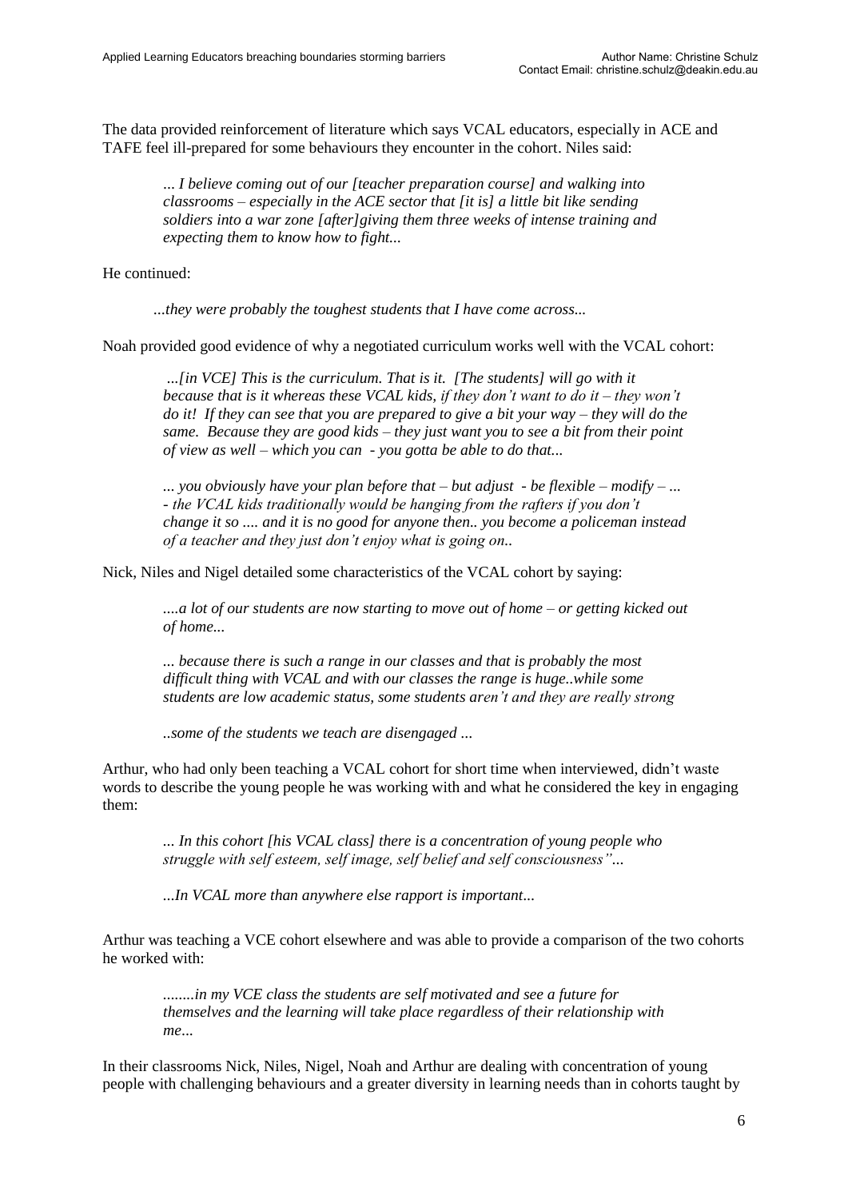The data provided reinforcement of literature which says VCAL educators, especially in ACE and TAFE feel ill-prepared for some behaviours they encounter in the cohort. Niles said:

> *... I believe coming out of our [teacher preparation course] and walking into classrooms – especially in the ACE sector that [it is] a little bit like sending soldiers into a war zone [after]giving them three weeks of intense training and expecting them to know how to fight...*

He continued:

> *...they were probably the toughest students that I have come across...*

Noah provided good evidence of why a negotiated curriculum works well with the VCAL cohort:

> *...[in VCE] This is the curriculum. That is it. [The students] will go with it because that is it whereas these VCAL kids, if they don't want to do it – they won't do it! If they can see that you are prepared to give a bit your way – they will do the same. Because they are good kids – they just want you to see a bit from their point of view as well – which you can - you gotta be able to do that...*
>
> *... you obviously have your plan before that – but adjust - be flexible – modify – ... - the VCAL kids traditionally would be hanging from the rafters if you don't change it so .... and it is no good for anyone then.. you become a policeman instead of a teacher and they just don't enjoy what is going on..*

Nick, Niles and Nigel detailed some characteristics of the VCAL cohort by saying:

> *....a lot of our students are now starting to move out of home – or getting kicked out of home...*
>
> *... because there is such a range in our classes and that is probably the most difficult thing with VCAL and with our classes the range is huge..while some students are low academic status, some students aren't and they are really strong*
>
> *..some of the students we teach are disengaged ...*

Arthur, who had only been teaching a VCAL cohort for short time when interviewed, didn't waste words to describe the young people he was working with and what he considered the key in engaging them:

> *... In this cohort [his VCAL class] there is a concentration of young people who struggle with self esteem, self image, self belief and self consciousness"...*
>
> *...In VCAL more than anywhere else rapport is important...*

Arthur was teaching a VCE cohort elsewhere and was able to provide a comparison of the two cohorts he worked with:

> *........in my VCE class the students are self motivated and see a future for themselves and the learning will take place regardless of their relationship with me...*

In their classrooms Nick, Niles, Nigel, Noah and Arthur are dealing with concentration of young people with challenging behaviours and a greater diversity in learning needs than in cohorts taught by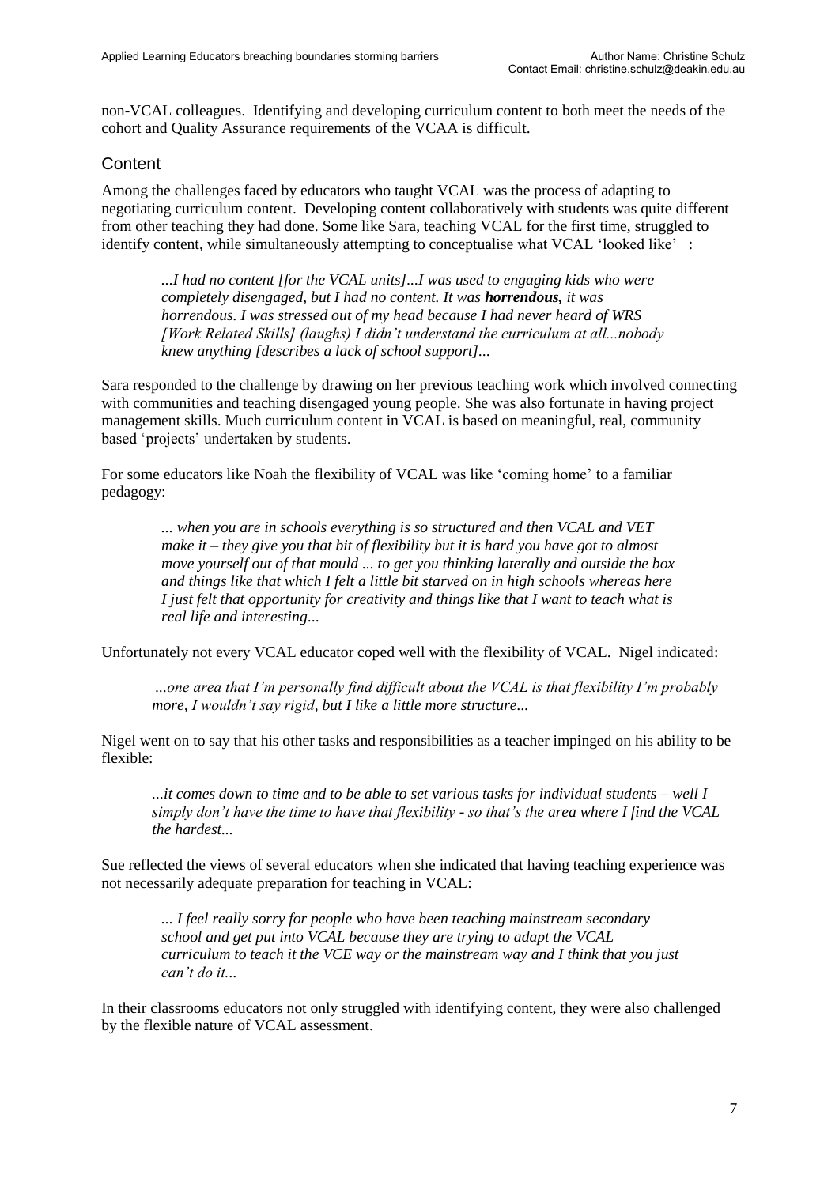non-VCAL colleagues. Identifying and developing curriculum content to both meet the needs of the cohort and Quality Assurance requirements of the VCAA is difficult.

## Content

Among the challenges faced by educators who taught VCAL was the process of adapting to negotiating curriculum content. Developing content collaboratively with students was quite different from other teaching they had done. Some like Sara, teaching VCAL for the first time, struggled to identify content, while simultaneously attempting to conceptualise what VCAL 'looked like' :

> *...I had no content [for the VCAL units]...I was used to engaging kids who were completely disengaged, but I had no content. It was **horrendous,** it was horrendous. I was stressed out of my head because I had never heard of WRS [Work Related Skills] (laughs) I didn't understand the curriculum at all...nobody knew anything [describes a lack of school support]...*

Sara responded to the challenge by drawing on her previous teaching work which involved connecting with communities and teaching disengaged young people. She was also fortunate in having project management skills. Much curriculum content in VCAL is based on meaningful, real, community based 'projects' undertaken by students.

For some educators like Noah the flexibility of VCAL was like 'coming home' to a familiar pedagogy:

> *... when you are in schools everything is so structured and then VCAL and VET make it – they give you that bit of flexibility but it is hard you have got to almost move yourself out of that mould ... to get you thinking laterally and outside the box and things like that which I felt a little bit starved on in high schools whereas here I just felt that opportunity for creativity and things like that I want to teach what is real life and interesting...*

Unfortunately not every VCAL educator coped well with the flexibility of VCAL. Nigel indicated:

> *...one area that I'm personally find difficult about the VCAL is that flexibility I'm probably more, I wouldn't say rigid, but I like a little more structure...*

Nigel went on to say that his other tasks and responsibilities as a teacher impinged on his ability to be flexible:

> *...it comes down to time and to be able to set various tasks for individual students – well I simply don't have the time to have that flexibility - so that's the area where I find the VCAL the hardest...*

Sue reflected the views of several educators when she indicated that having teaching experience was not necessarily adequate preparation for teaching in VCAL:

> *... I feel really sorry for people who have been teaching mainstream secondary school and get put into VCAL because they are trying to adapt the VCAL curriculum to teach it the VCE way or the mainstream way and I think that you just can't do it...*

In their classrooms educators not only struggled with identifying content, they were also challenged by the flexible nature of VCAL assessment.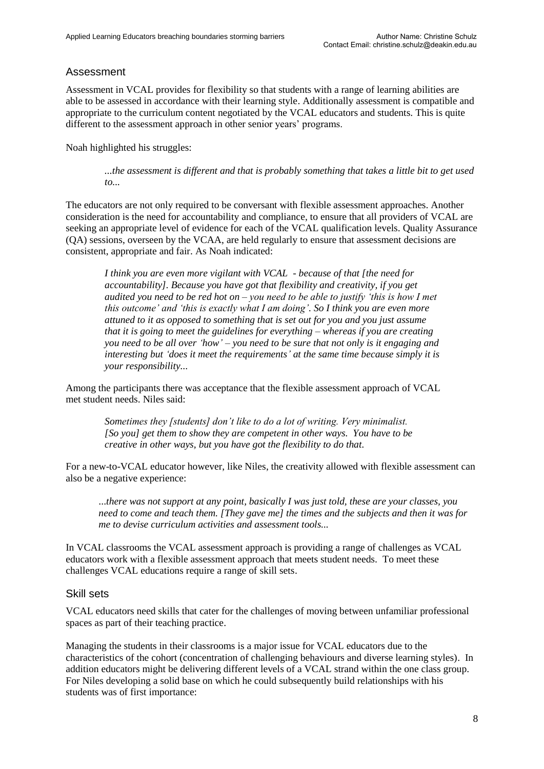## Assessment

Assessment in VCAL provides for flexibility so that students with a range of learning abilities are able to be assessed in accordance with their learning style. Additionally assessment is compatible and appropriate to the curriculum content negotiated by the VCAL educators and students. This is quite different to the assessment approach in other senior years' programs.

Noah highlighted his struggles:

> *...the assessment is different and that is probably something that takes a little bit to get used to...*

The educators are not only required to be conversant with flexible assessment approaches. Another consideration is the need for accountability and compliance, to ensure that all providers of VCAL are seeking an appropriate level of evidence for each of the VCAL qualification levels. Quality Assurance (QA) sessions, overseen by the VCAA, are held regularly to ensure that assessment decisions are consistent, appropriate and fair. As Noah indicated:

> *I think you are even more vigilant with VCAL - because of that [the need for accountability]. Because you have got that flexibility and creativity, if you get audited you need to be red hot on – you need to be able to justify 'this is how I met this outcome' and 'this is exactly what I am doing'. So I think you are even more attuned to it as opposed to something that is set out for you and you just assume that it is going to meet the guidelines for everything – whereas if you are creating you need to be all over 'how' – you need to be sure that not only is it engaging and interesting but 'does it meet the requirements' at the same time because simply it is your responsibility...*

Among the participants there was acceptance that the flexible assessment approach of VCAL met student needs. Niles said:

> *Sometimes they [students] don't like to do a lot of writing. Very minimalist. [So you] get them to show they are competent in other ways. You have to be creative in other ways, but you have got the flexibility to do that.*

For a new-to-VCAL educator however, like Niles, the creativity allowed with flexible assessment can also be a negative experience:

> *...there was not support at any point, basically I was just told, these are your classes, you need to come and teach them. [They gave me] the times and the subjects and then it was for me to devise curriculum activities and assessment tools...*

In VCAL classrooms the VCAL assessment approach is providing a range of challenges as VCAL educators work with a flexible assessment approach that meets student needs. To meet these challenges VCAL educations require a range of skill sets.

## Skill sets

VCAL educators need skills that cater for the challenges of moving between unfamiliar professional spaces as part of their teaching practice.

Managing the students in their classrooms is a major issue for VCAL educators due to the characteristics of the cohort (concentration of challenging behaviours and diverse learning styles). In addition educators might be delivering different levels of a VCAL strand within the one class group. For Niles developing a solid base on which he could subsequently build relationships with his students was of first importance: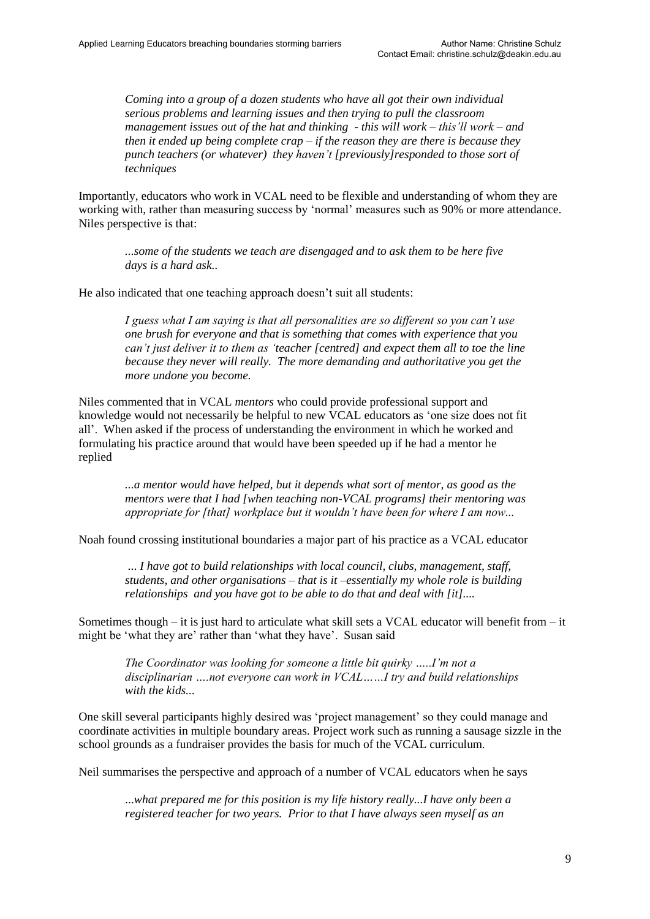> *Coming into a group of a dozen students who have all got their own individual serious problems and learning issues and then trying to pull the classroom management issues out of the hat and thinking - this will work – this'll work – and then it ended up being complete crap – if the reason they are there is because they punch teachers (or whatever) they haven't [previously]responded to those sort of techniques*

Importantly, educators who work in VCAL need to be flexible and understanding of whom they are working with, rather than measuring success by 'normal' measures such as 90% or more attendance. Niles perspective is that:

> *...some of the students we teach are disengaged and to ask them to be here five days is a hard ask..*

He also indicated that one teaching approach doesn't suit all students:

> *I guess what I am saying is that all personalities are so different so you can't use one brush for everyone and that is something that comes with experience that you can't just deliver it to them as 'teacher [centred] and expect them all to toe the line because they never will really. The more demanding and authoritative you get the more undone you become.*

Niles commented that in VCAL *mentors* who could provide professional support and knowledge would not necessarily be helpful to new VCAL educators as 'one size does not fit all'. When asked if the process of understanding the environment in which he worked and formulating his practice around that would have been speeded up if he had a mentor he replied

> *...a mentor would have helped, but it depends what sort of mentor, as good as the mentors were that I had [when teaching non-VCAL programs] their mentoring was appropriate for [that] workplace but it wouldn't have been for where I am now...*

Noah found crossing institutional boundaries a major part of his practice as a VCAL educator

> *... I have got to build relationships with local council, clubs, management, staff, students, and other organisations – that is it –essentially my whole role is building relationships and you have got to be able to do that and deal with [it]....*

Sometimes though – it is just hard to articulate what skill sets a VCAL educator will benefit from – it might be 'what they are' rather than 'what they have'. Susan said

> *The Coordinator was looking for someone a little bit quirky …..I'm not a disciplinarian ….not everyone can work in VCAL……I try and build relationships with the kids...*

One skill several participants highly desired was 'project management' so they could manage and coordinate activities in multiple boundary areas. Project work such as running a sausage sizzle in the school grounds as a fundraiser provides the basis for much of the VCAL curriculum.

Neil summarises the perspective and approach of a number of VCAL educators when he says

> *...what prepared me for this position is my life history really...I have only been a registered teacher for two years. Prior to that I have always seen myself as an*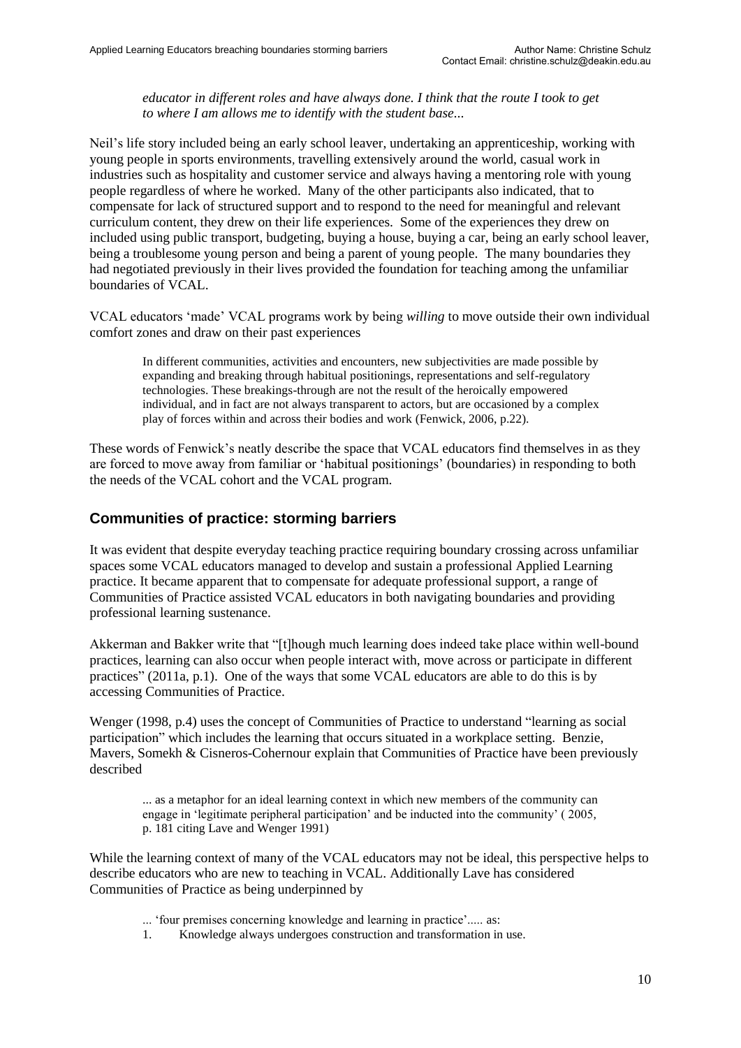> *educator in different roles and have always done. I think that the route I took to get to where I am allows me to identify with the student base...*

Neil's life story included being an early school leaver, undertaking an apprenticeship, working with young people in sports environments, travelling extensively around the world, casual work in industries such as hospitality and customer service and always having a mentoring role with young people regardless of where he worked. Many of the other participants also indicated, that to compensate for lack of structured support and to respond to the need for meaningful and relevant curriculum content, they drew on their life experiences. Some of the experiences they drew on included using public transport, budgeting, buying a house, buying a car, being an early school leaver, being a troublesome young person and being a parent of young people. The many boundaries they had negotiated previously in their lives provided the foundation for teaching among the unfamiliar boundaries of VCAL.

VCAL educators 'made' VCAL programs work by being *willing* to move outside their own individual comfort zones and draw on their past experiences

> In different communities, activities and encounters, new subjectivities are made possible by expanding and breaking through habitual positionings, representations and self-regulatory technologies. These breakings-through are not the result of the heroically empowered individual, and in fact are not always transparent to actors, but are occasioned by a complex play of forces within and across their bodies and work (Fenwick, 2006, p.22).

These words of Fenwick's neatly describe the space that VCAL educators find themselves in as they are forced to move away from familiar or 'habitual positionings' (boundaries) in responding to both the needs of the VCAL cohort and the VCAL program.

## Communities of practice: storming barriers

It was evident that despite everyday teaching practice requiring boundary crossing across unfamiliar spaces some VCAL educators managed to develop and sustain a professional Applied Learning practice. It became apparent that to compensate for adequate professional support, a range of Communities of Practice assisted VCAL educators in both navigating boundaries and providing professional learning sustenance.

Akkerman and Bakker write that "[t]hough much learning does indeed take place within well-bound practices, learning can also occur when people interact with, move across or participate in different practices" (2011a, p.1). One of the ways that some VCAL educators are able to do this is by accessing Communities of Practice.

Wenger (1998, p.4) uses the concept of Communities of Practice to understand "learning as social participation" which includes the learning that occurs situated in a workplace setting. Benzie, Mavers, Somekh & Cisneros-Cohernour explain that Communities of Practice have been previously described

> ... as a metaphor for an ideal learning context in which new members of the community can engage in 'legitimate peripheral participation' and be inducted into the community' ( 2005, p. 181 citing Lave and Wenger 1991)

While the learning context of many of the VCAL educators may not be ideal, this perspective helps to describe educators who are new to teaching in VCAL. Additionally Lave has considered Communities of Practice as being underpinned by

> ... 'four premises concerning knowledge and learning in practice'..... as:
>
> 1. Knowledge always undergoes construction and transformation in use.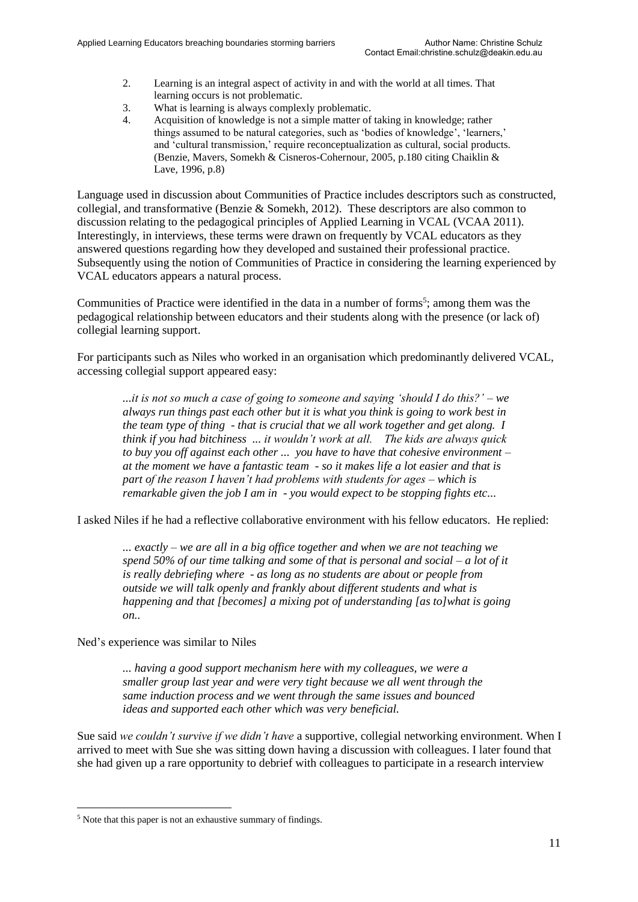2. Learning is an integral aspect of activity in and with the world at all times. That learning occurs is not problematic.
3. What is learning is always complexly problematic.
4. Acquisition of knowledge is not a simple matter of taking in knowledge; rather things assumed to be natural categories, such as 'bodies of knowledge', 'learners,' and 'cultural transmission,' require reconceptualization as cultural, social products. (Benzie, Mavers, Somekh & Cisneros-Cohernour, 2005, p.180 citing Chaiklin & Lave, 1996, p.8)

Language used in discussion about Communities of Practice includes descriptors such as constructed, collegial, and transformative (Benzie & Somekh, 2012). These descriptors are also common to discussion relating to the pedagogical principles of Applied Learning in VCAL (VCAA 2011). Interestingly, in interviews, these terms were drawn on frequently by VCAL educators as they answered questions regarding how they developed and sustained their professional practice. Subsequently using the notion of Communities of Practice in considering the learning experienced by VCAL educators appears a natural process.

Communities of Practice were identified in the data in a number of forms[5]; among them was the pedagogical relationship between educators and their students along with the presence (or lack of) collegial learning support.

For participants such as Niles who worked in an organisation which predominantly delivered VCAL, accessing collegial support appeared easy:

> *...it is not so much a case of going to someone and saying 'should I do this?' – we always run things past each other but it is what you think is going to work best in the team type of thing - that is crucial that we all work together and get along. I think if you had bitchiness ... it wouldn't work at all. The kids are always quick to buy you off against each other ... you have to have that cohesive environment – at the moment we have a fantastic team - so it makes life a lot easier and that is part of the reason I haven't had problems with students for ages – which is remarkable given the job I am in - you would expect to be stopping fights etc...*

I asked Niles if he had a reflective collaborative environment with his fellow educators. He replied:

> *... exactly – we are all in a big office together and when we are not teaching we spend 50% of our time talking and some of that is personal and social – a lot of it is really debriefing where - as long as no students are about or people from outside we will talk openly and frankly about different students and what is happening and that [becomes] a mixing pot of understanding [as to]what is going on..*

Ned's experience was similar to Niles

> *... having a good support mechanism here with my colleagues, we were a smaller group last year and were very tight because we all went through the same induction process and we went through the same issues and bounced ideas and supported each other which was very beneficial.*

Sue said *we couldn't survive if we didn't have* a supportive, collegial networking environment. When I arrived to meet with Sue she was sitting down having a discussion with colleagues. I later found that she had given up a rare opportunity to debrief with colleagues to participate in a research interview

[5] Note that this paper is not an exhaustive summary of findings.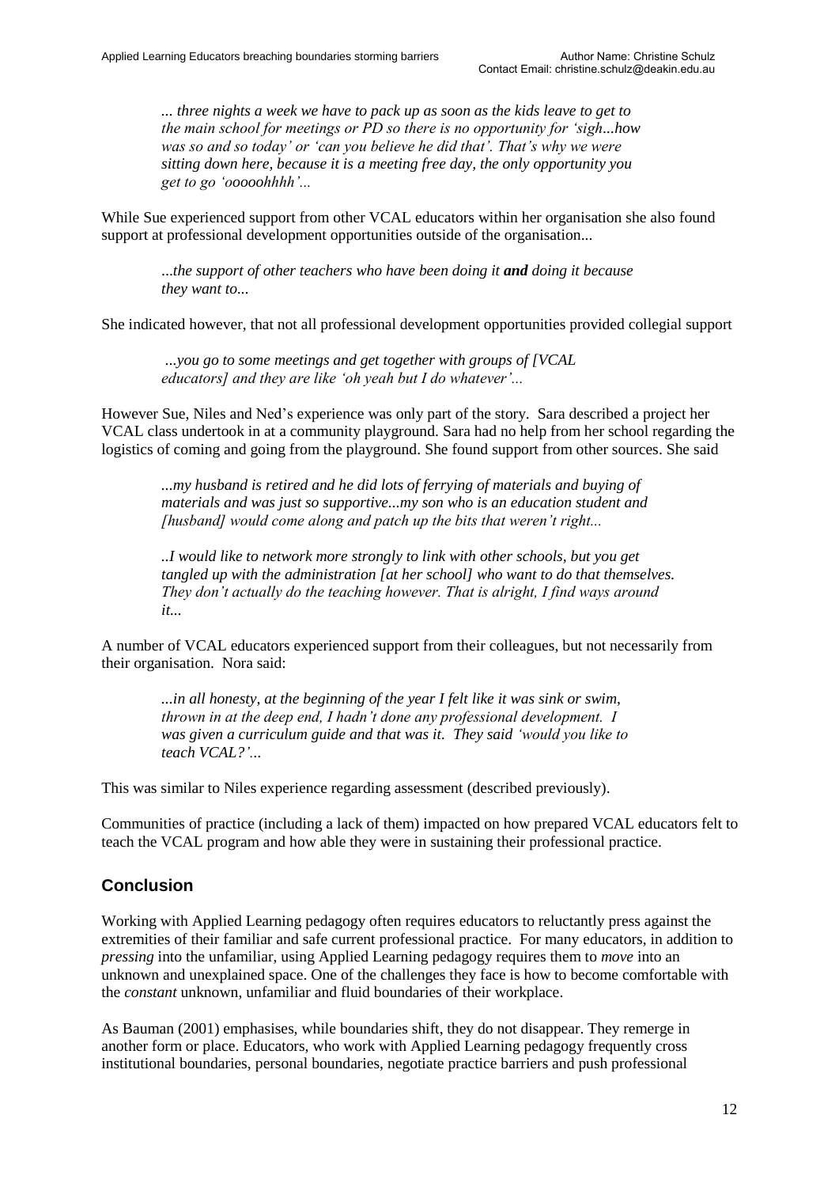> *... three nights a week we have to pack up as soon as the kids leave to get to the main school for meetings or PD so there is no opportunity for 'sigh...how was so and so today' or 'can you believe he did that'. That's why we were sitting down here, because it is a meeting free day, the only opportunity you get to go 'ooooohhhh'...*

While Sue experienced support from other VCAL educators within her organisation she also found support at professional development opportunities outside of the organisation...

> *...the support of other teachers who have been doing it **and** doing it because they want to...*

She indicated however, that not all professional development opportunities provided collegial support

> *...you go to some meetings and get together with groups of [VCAL educators] and they are like 'oh yeah but I do whatever'...*

However Sue, Niles and Ned's experience was only part of the story. Sara described a project her VCAL class undertook in at a community playground. Sara had no help from her school regarding the logistics of coming and going from the playground. She found support from other sources. She said

> *...my husband is retired and he did lots of ferrying of materials and buying of materials and was just so supportive...my son who is an education student and [husband] would come along and patch up the bits that weren't right...*
>
> *..I would like to network more strongly to link with other schools, but you get tangled up with the administration [at her school] who want to do that themselves. They don't actually do the teaching however. That is alright, I find ways around it...*

A number of VCAL educators experienced support from their colleagues, but not necessarily from their organisation. Nora said:

> *...in all honesty, at the beginning of the year I felt like it was sink or swim, thrown in at the deep end, I hadn't done any professional development. I was given a curriculum guide and that was it. They said 'would you like to teach VCAL?'...*

This was similar to Niles experience regarding assessment (described previously).

Communities of practice (including a lack of them) impacted on how prepared VCAL educators felt to teach the VCAL program and how able they were in sustaining their professional practice.

## Conclusion

Working with Applied Learning pedagogy often requires educators to reluctantly press against the extremities of their familiar and safe current professional practice. For many educators, in addition to *pressing* into the unfamiliar, using Applied Learning pedagogy requires them to *move* into an unknown and unexplained space. One of the challenges they face is how to become comfortable with the *constant* unknown, unfamiliar and fluid boundaries of their workplace.

As Bauman (2001) emphasises, while boundaries shift, they do not disappear. They remerge in another form or place. Educators, who work with Applied Learning pedagogy frequently cross institutional boundaries, personal boundaries, negotiate practice barriers and push professional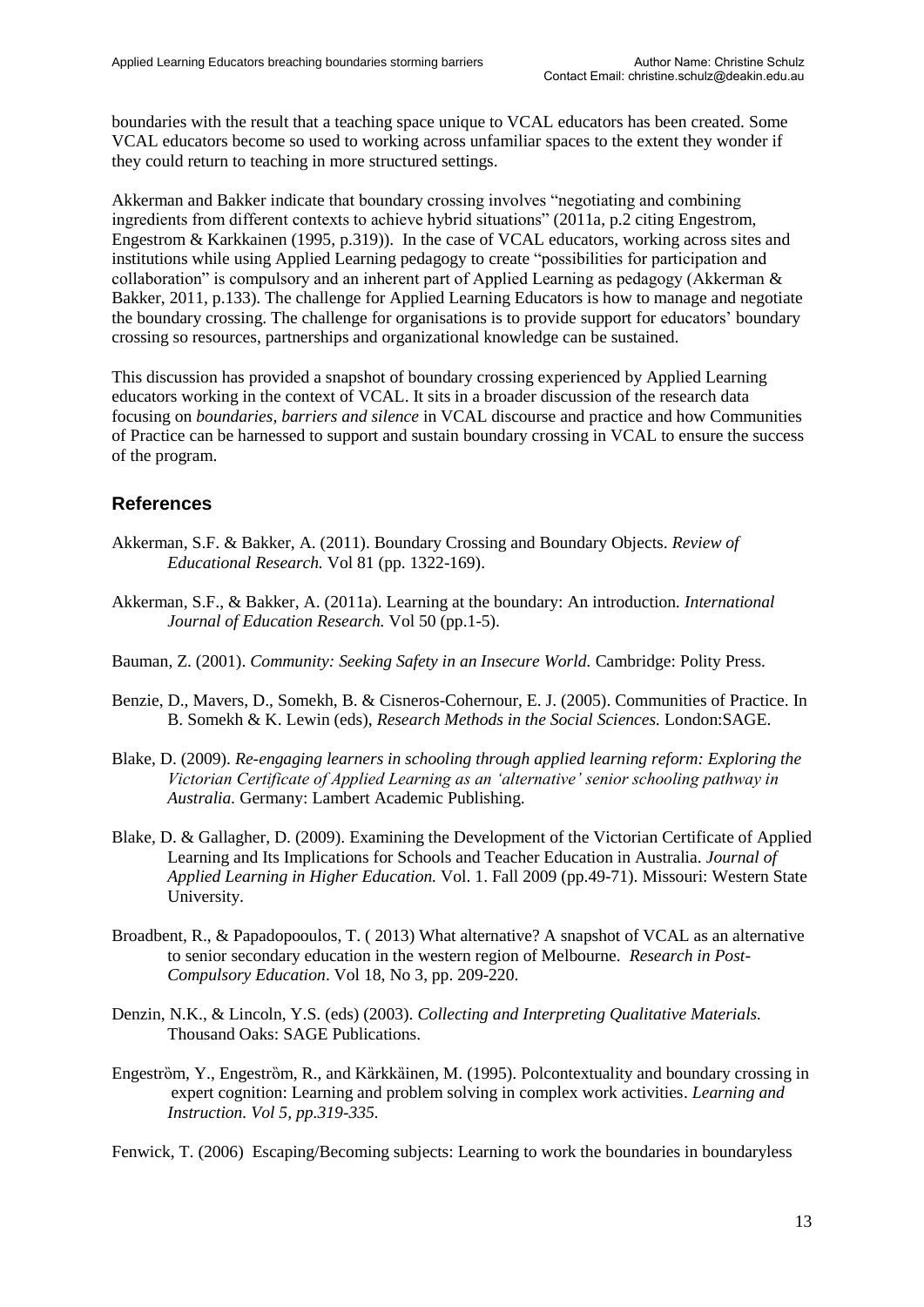boundaries with the result that a teaching space unique to VCAL educators has been created. Some VCAL educators become so used to working across unfamiliar spaces to the extent they wonder if they could return to teaching in more structured settings.

Akkerman and Bakker indicate that boundary crossing involves "negotiating and combining ingredients from different contexts to achieve hybrid situations" (2011a, p.2 citing Engestrom, Engestrom & Karkkainen (1995, p.319)). In the case of VCAL educators, working across sites and institutions while using Applied Learning pedagogy to create "possibilities for participation and collaboration" is compulsory and an inherent part of Applied Learning as pedagogy (Akkerman & Bakker, 2011, p.133). The challenge for Applied Learning Educators is how to manage and negotiate the boundary crossing. The challenge for organisations is to provide support for educators' boundary crossing so resources, partnerships and organizational knowledge can be sustained.

This discussion has provided a snapshot of boundary crossing experienced by Applied Learning educators working in the context of VCAL. It sits in a broader discussion of the research data focusing on *boundaries, barriers and silence* in VCAL discourse and practice and how Communities of Practice can be harnessed to support and sustain boundary crossing in VCAL to ensure the success of the program.

## References

Akkerman, S.F. & Bakker, A. (2011). Boundary Crossing and Boundary Objects. *Review of Educational Research.* Vol 81 (pp. 1322-169).

Akkerman, S.F., & Bakker, A. (2011a). Learning at the boundary: An introduction. *International Journal of Education Research.* Vol 50 (pp.1-5).

Bauman, Z. (2001). *Community: Seeking Safety in an Insecure World.* Cambridge: Polity Press.

Benzie, D., Mavers, D., Somekh, B. & Cisneros-Cohernour, E. J. (2005). Communities of Practice. In B. Somekh & K. Lewin (eds), *Research Methods in the Social Sciences.* London:SAGE.

Blake, D. (2009). *Re-engaging learners in schooling through applied learning reform: Exploring the Victorian Certificate of Applied Learning as an 'alternative' senior schooling pathway in Australia.* Germany: Lambert Academic Publishing.

Blake, D. & Gallagher, D. (2009). Examining the Development of the Victorian Certificate of Applied Learning and Its Implications for Schools and Teacher Education in Australia. *Journal of Applied Learning in Higher Education.* Vol. 1. Fall 2009 (pp.49-71). Missouri: Western State University.

Broadbent, R., & Papadopooulos, T. ( 2013) What alternative? A snapshot of VCAL as an alternative to senior secondary education in the western region of Melbourne. *Research in Post-Compulsory Education*. Vol 18, No 3, pp. 209-220.

Denzin, N.K., & Lincoln, Y.S. (eds) (2003). *Collecting and Interpreting Qualitative Materials.* Thousand Oaks: SAGE Publications.

Engeström, Y., Engeström, R., and Kärkkäinen, M. (1995). Polcontextuality and boundary crossing in expert cognition: Learning and problem solving in complex work activities. *Learning and Instruction. Vol 5, pp.319-335.*

Fenwick, T. (2006) Escaping/Becoming subjects: Learning to work the boundaries in boundaryless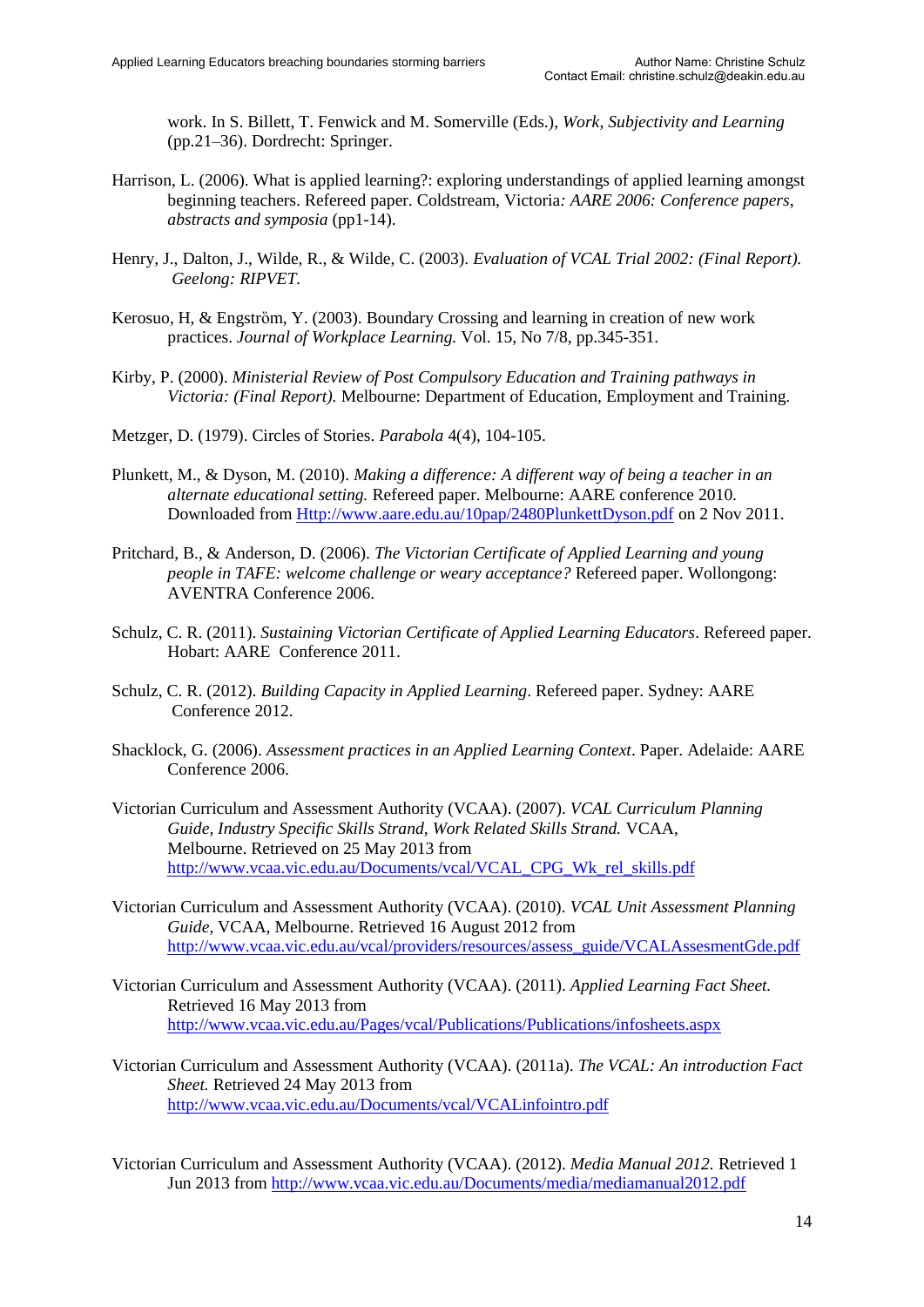work. In S. Billett, T. Fenwick and M. Somerville (Eds.), *Work, Subjectivity and Learning* (pp.21–36). Dordrecht: Springer.

Harrison, L. (2006). What is applied learning?: exploring understandings of applied learning amongst beginning teachers. Refereed paper. Coldstream, Victoria*: AARE 2006: Conference papers, abstracts and symposia* (pp1-14).

Henry, J., Dalton, J., Wilde, R., & Wilde, C. (2003). *Evaluation of VCAL Trial 2002: (Final Report). Geelong: RIPVET.*

Kerosuo, H, & Engström, Y. (2003). Boundary Crossing and learning in creation of new work practices. *Journal of Workplace Learning.* Vol. 15, No 7/8, pp.345-351.

Kirby, P. (2000). *Ministerial Review of Post Compulsory Education and Training pathways in Victoria: (Final Report).* Melbourne: Department of Education, Employment and Training.

Metzger, D. (1979). Circles of Stories. *Parabola* 4(4), 104-105.

Plunkett, M., & Dyson, M. (2010). *Making a difference: A different way of being a teacher in an alternate educational setting.* Refereed paper. Melbourne: AARE conference 2010. Downloaded from Http://www.aare.edu.au/10pap/2480PlunkettDyson.pdf on 2 Nov 2011.

Pritchard, B., & Anderson, D. (2006). *The Victorian Certificate of Applied Learning and young people in TAFE: welcome challenge or weary acceptance?* Refereed paper. Wollongong: AVENTRA Conference 2006.

Schulz, C. R. (2011). *Sustaining Victorian Certificate of Applied Learning Educators*. Refereed paper. Hobart: AARE Conference 2011.

Schulz, C. R. (2012). *Building Capacity in Applied Learning*. Refereed paper. Sydney: AARE Conference 2012.

Shacklock, G. (2006). *Assessment practices in an Applied Learning Context*. Paper. Adelaide: AARE Conference 2006.

Victorian Curriculum and Assessment Authority (VCAA). (2007). *VCAL Curriculum Planning Guide, Industry Specific Skills Strand, Work Related Skills Strand.* VCAA, Melbourne. Retrieved on 25 May 2013 from http://www.vcaa.vic.edu.au/Documents/vcal/VCAL_CPG_Wk_rel_skills.pdf

Victorian Curriculum and Assessment Authority (VCAA). (2010). *VCAL Unit Assessment Planning Guide,* VCAA, Melbourne. Retrieved 16 August 2012 from http://www.vcaa.vic.edu.au/vcal/providers/resources/assess_guide/VCALAssesmentGde.pdf

Victorian Curriculum and Assessment Authority (VCAA). (2011). *Applied Learning Fact Sheet.* Retrieved 16 May 2013 from http://www.vcaa.vic.edu.au/Pages/vcal/Publications/Publications/infosheets.aspx

Victorian Curriculum and Assessment Authority (VCAA). (2011a). *The VCAL: An introduction Fact Sheet.* Retrieved 24 May 2013 from http://www.vcaa.vic.edu.au/Documents/vcal/VCALinfointro.pdf

Victorian Curriculum and Assessment Authority (VCAA). (2012). *Media Manual 2012.* Retrieved 1 Jun 2013 from http://www.vcaa.vic.edu.au/Documents/media/mediamanual2012.pdf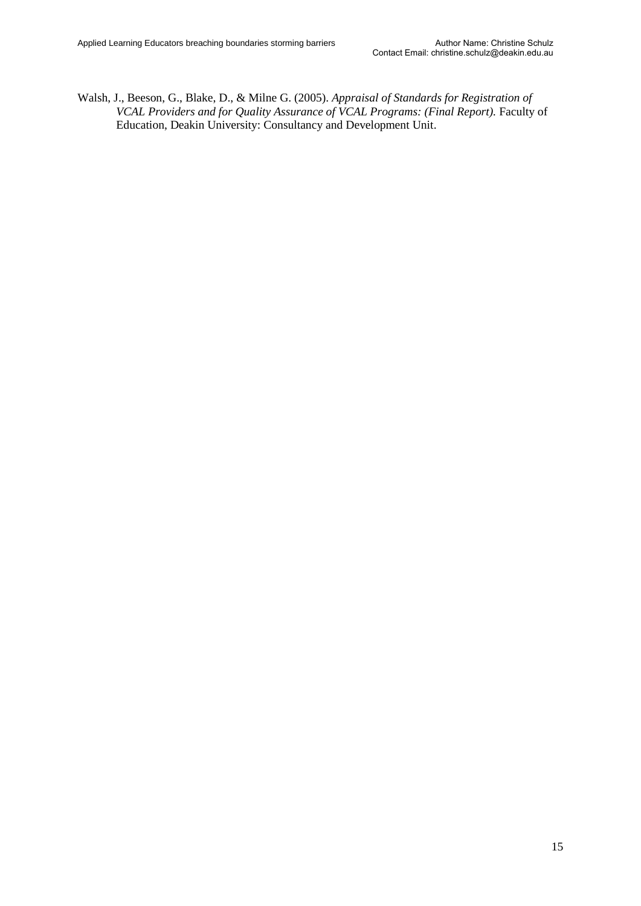Walsh, J., Beeson, G., Blake, D., & Milne G. (2005). *Appraisal of Standards for Registration of VCAL Providers and for Quality Assurance of VCAL Programs: (Final Report).* Faculty of Education, Deakin University: Consultancy and Development Unit.